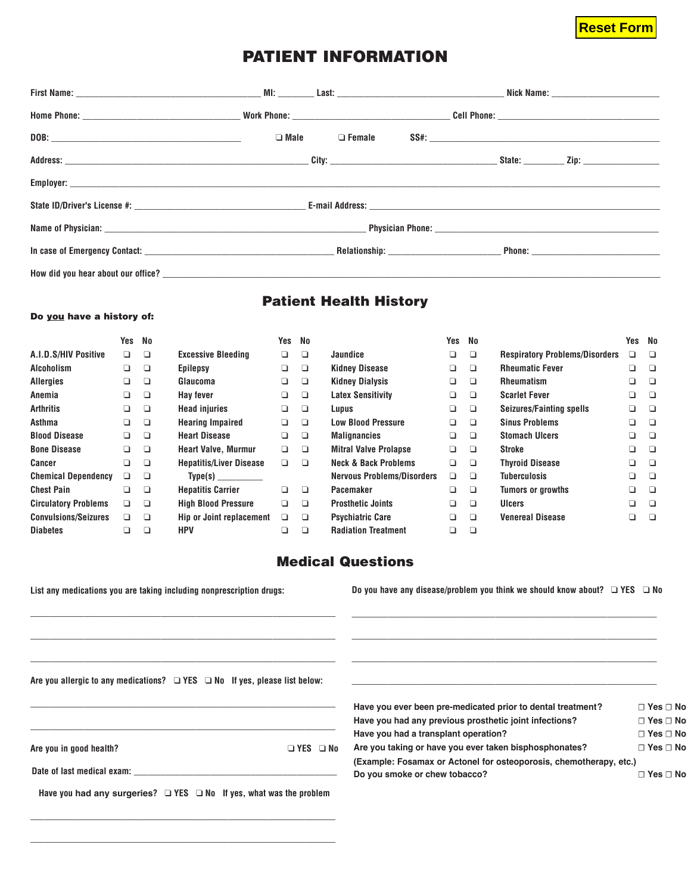Reset Form

# PATIENT INFORMATION

First Name: ______________________ MI: _______ Last: ______________________ Nick Name: ______________________

Home Phone: ______________________ Work Phone: ______________________ Cell Phone: ______________________

DOB: ______________________ ❑ Male ❑ Female SS#: ______________________

Address: ______________________ City: ______________________ State: ________ Zip: ______________

Employer: ______________________________________________

State ID/Driver's License #: ______________________ E-mail Address: ______________________

Name of Physician: ______________________ Physician Phone: ______________________

In case of Emergency Contact: ______________________ Relationship: ______________ Phone: ______________

How did you hear about our office? ______________________________________________

## Patient Health History

**Do you have a history of:**

| | Yes | No | | Yes | No | | Yes | No | | Yes | No |
|---|---|---|---|---|---|---|---|---|---|---|---|
| A.I.D.S/HIV Positive | ❑ | ❑ | Excessive Bleeding | ❑ | ❑ | Jaundice | ❑ | ❑ | Respiratory Problems/Disorders | ❑ | ❑ |
| Alcoholism | ❑ | ❑ | Epilepsy | ❑ | ❑ | Kidney Disease | ❑ | ❑ | Rheumatic Fever | ❑ | ❑ |
| Allergies | ❑ | ❑ | Glaucoma | ❑ | ❑ | Kidney Dialysis | ❑ | ❑ | Rheumatism | ❑ | ❑ |
| Anemia | ❑ | ❑ | Hay fever | ❑ | ❑ | Latex Sensitivity | ❑ | ❑ | Scarlet Fever | ❑ | ❑ |
| Arthritis | ❑ | ❑ | Head injuries | ❑ | ❑ | Lupus | ❑ | ❑ | Seizures/Fainting spells | ❑ | ❑ |
| Asthma | ❑ | ❑ | Hearing Impaired | ❑ | ❑ | Low Blood Pressure | ❑ | ❑ | Sinus Problems | ❑ | ❑ |
| Blood Disease | ❑ | ❑ | Heart Disease | ❑ | ❑ | Malignancies | ❑ | ❑ | Stomach Ulcers | ❑ | ❑ |
| Bone Disease | ❑ | ❑ | Heart Valve, Murmur | ❑ | ❑ | Mitral Valve Prolapse | ❑ | ❑ | Stroke | ❑ | ❑ |
| Cancer | ❑ | ❑ | Hepatitis/Liver Disease | ❑ | ❑ | Neck & Back Problems | ❑ | ❑ | Thyroid Disease | ❑ | ❑ |
| Chemical Dependency | ❑ | ❑ | Type(s) __________ | | | Nervous Problems/Disorders | ❑ | ❑ | Tuberculosis | ❑ | ❑ |
| Chest Pain | ❑ | ❑ | Hepatitis Carrier | ❑ | ❑ | Pacemaker | ❑ | ❑ | Tumors or growths | ❑ | ❑ |
| Circulatory Problems | ❑ | ❑ | High Blood Pressure | ❑ | ❑ | Prosthetic Joints | ❑ | ❑ | Ulcers | ❑ | ❑ |
| Convulsions/Seizures | ❑ | ❑ | Hip or Joint replacement | ❑ | ❑ | Psychiatric Care | ❑ | ❑ | Venereal Disease | ❑ | ❑ |
| Diabetes | ❑ | ❑ | HPV | ❑ | ❑ | Radiation Treatment | ❑ | ❑ | | | |

## Medical Questions

List any medications you are taking including nonprescription drugs:

______________________________________________

______________________________________________

______________________________________________

Are you allergic to any medications? ❑ YES ❑ No If yes, please list below:

______________________________________________

______________________________________________

Are you in good health? ❑ YES ❑ No

Date of last medical exam: ______________________

Have you had any surgeries? ❑ YES ❑ No If yes, what was the problem

______________________________________________

______________________________________________

Do you have any disease/problem you think we should know about? ❑ YES ❑ No

______________________________________________

______________________________________________

______________________________________________

______________________________________________

Have you ever been pre-medicated prior to dental treatment? ☐ Yes ☐ No

Have you had any previous prosthetic joint infections? ☐ Yes ☐ No

Have you had a transplant operation? ☐ Yes ☐ No

Are you taking or have you ever taken bisphosphonates? ☐ Yes ☐ No

(Example: Fosamax or Actonel for osteoporosis, chemotherapy, etc.)

Do you smoke or chew tobacco? ☐ Yes ☐ No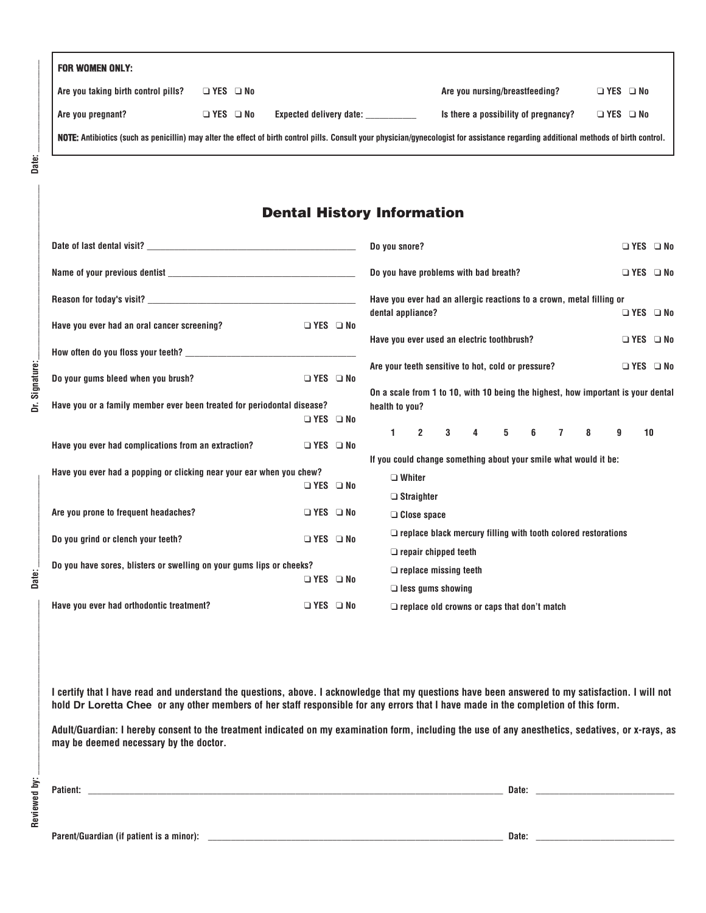**FOR WOMEN ONLY:**

Are you taking birth control pills? ❑ YES ❑ No

Are you nursing/breastfeeding? ❑ YES ❑ No

Are you pregnant? ❑ YES ❑ No Expected delivery date: ___________

Is there a possibility of pregnancy? ❑ YES ❑ No

**NOTE:** Antibiotics (such as penicillin) may alter the effect of birth control pills. Consult your physician/gynecologist for assistance regarding additional methods of birth control.

## Dental History Information

Date of last dental visit? ___________________________________________

Name of your previous dentist ________________________________________

Reason for today's visit? ____________________________________________

Have you ever had an oral cancer screening? ❑ YES ❑ No

How often do you floss your teeth? ____________________________________

Do your gums bleed when you brush? ❑ YES ❑ No

Have you or a family member ever been treated for periodontal disease? ❑ YES ❑ No

Have you ever had complications from an extraction? ❑ YES ❑ No

Have you ever had a popping or clicking near your ear when you chew? ❑ YES ❑ No

Are you prone to frequent headaches? ❑ YES ❑ No

Do you grind or clench your teeth? ❑ YES ❑ No

Do you have sores, blisters or swelling on your gums lips or cheeks? ❑ YES ❑ No

Have you ever had orthodontic treatment? ❑ YES ❑ No

Do you snore? ❑ YES ❑ No

Do you have problems with bad breath? ❑ YES ❑ No

Have you ever had an allergic reactions to a crown, metal filling or dental appliance? ❑ YES ❑ No

Have you ever used an electric toothbrush? ❑ YES ❑ No

Are your teeth sensitive to hot, cold or pressure? ❑ YES ❑ No

On a scale from 1 to 10, with 10 being the highest, how important is your dental health to you?

1 2 3 4 5 6 7 8 9 10

If you could change something about your smile what would it be:

- ❑ Whiter
- ❑ Straighter
- ❑ Close space
- ❑ replace black mercury filling with tooth colored restorations
- ❑ repair chipped teeth
- ❑ replace missing teeth
- ❑ less gums showing
- ❑ replace old crowns or caps that don't match

I certify that I have read and understand the questions, above. I acknowledge that my questions have been answered to my satisfaction. I will not hold Dr Loretta Chee or any other members of her staff responsible for any errors that I have made in the completion of this form.

Adult/Guardian: I hereby consent to the treatment indicated on my examination form, including the use of any anesthetics, sedatives, or x-rays, as may be deemed necessary by the doctor.

Patient: ______________________________________________ Date: ____________________

Parent/Guardian (if patient is a minor): ______________________________ Date: ____________________

Reviewed by: ____________________ Date: ____________ Dr. Signature: ____________________ Date: ____________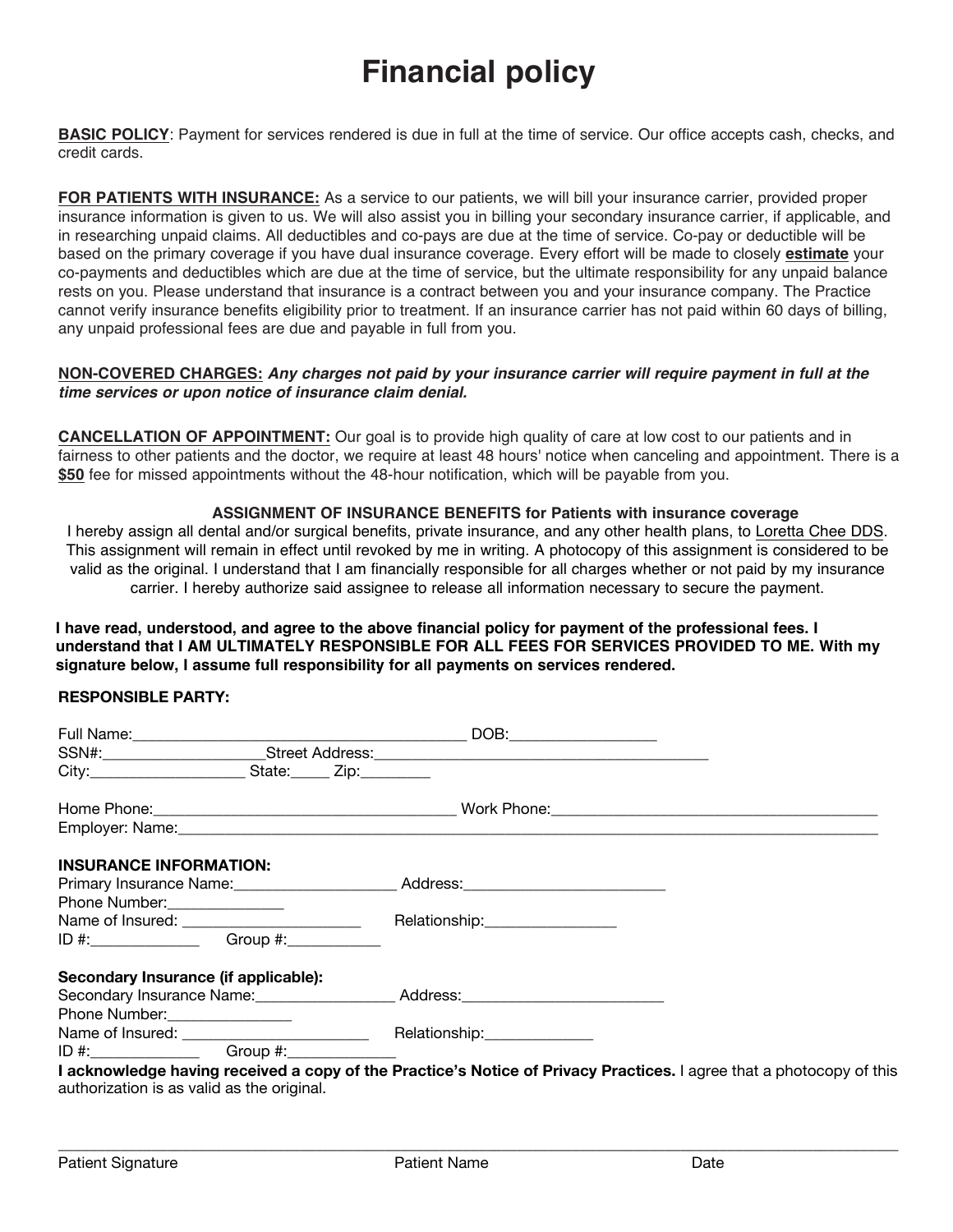# Financial policy

**BASIC POLICY**: Payment for services rendered is due in full at the time of service. Our office accepts cash, checks, and credit cards.

**FOR PATIENTS WITH INSURANCE:** As a service to our patients, we will bill your insurance carrier, provided proper insurance information is given to us. We will also assist you in billing your secondary insurance carrier, if applicable, and in researching unpaid claims. All deductibles and co-pays are due at the time of service. Co-pay or deductible will be based on the primary coverage if you have dual insurance coverage. Every effort will be made to closely **estimate** your co-payments and deductibles which are due at the time of service, but the ultimate responsibility for any unpaid balance rests on you. Please understand that insurance is a contract between you and your insurance company. The Practice cannot verify insurance benefits eligibility prior to treatment. If an insurance carrier has not paid within 60 days of billing, any unpaid professional fees are due and payable in full from you.

**NON-COVERED CHARGES:** ***Any charges not paid by your insurance carrier will require payment in full at the time services or upon notice of insurance claim denial.***

**CANCELLATION OF APPOINTMENT:** Our goal is to provide high quality of care at low cost to our patients and in fairness to other patients and the doctor, we require at least 48 hours' notice when canceling and appointment. There is a **$50** fee for missed appointments without the 48-hour notification, which will be payable from you.

**ASSIGNMENT OF INSURANCE BENEFITS for Patients with insurance coverage**

I hereby assign all dental and/or surgical benefits, private insurance, and any other health plans, to Loretta Chee DDS. This assignment will remain in effect until revoked by me in writing. A photocopy of this assignment is considered to be valid as the original. I understand that I am financially responsible for all charges whether or not paid by my insurance carrier. I hereby authorize said assignee to release all information necessary to secure the payment.

**I have read, understood, and agree to the above financial policy for payment of the professional fees. I understand that I AM ULTIMATELY RESPONSIBLE FOR ALL FEES FOR SERVICES PROVIDED TO ME. With my signature below, I assume full responsibility for all payments on services rendered.**

**RESPONSIBLE PARTY:**

Full Name:__________________________________________ DOB:__________________

SSN#:____________________Street Address:__________________________________________

City:___________________ State:_____ Zip:_________

Home Phone:______________________________________ Work Phone:__________________________________________

Employer: Name:_____________________________________________________________________________________

**INSURANCE INFORMATION:**

Primary Insurance Name:____________________ Address:_________________________

Phone Number:______________

Name of Insured: ______________________ Relationship:________________

ID #:_____________ Group #:___________

**Secondary Insurance (if applicable):**

Secondary Insurance Name:_________________ Address:_________________________

Phone Number:________________

Name of Insured: ________________________ Relationship:_____________

ID #:______________ Group #:______________

**I acknowledge having received a copy of the Practice's Notice of Privacy Practices.** I agree that a photocopy of this authorization is as valid as the original.

_____________________________________________________________________________________________

Patient Signature          Patient Name          Date